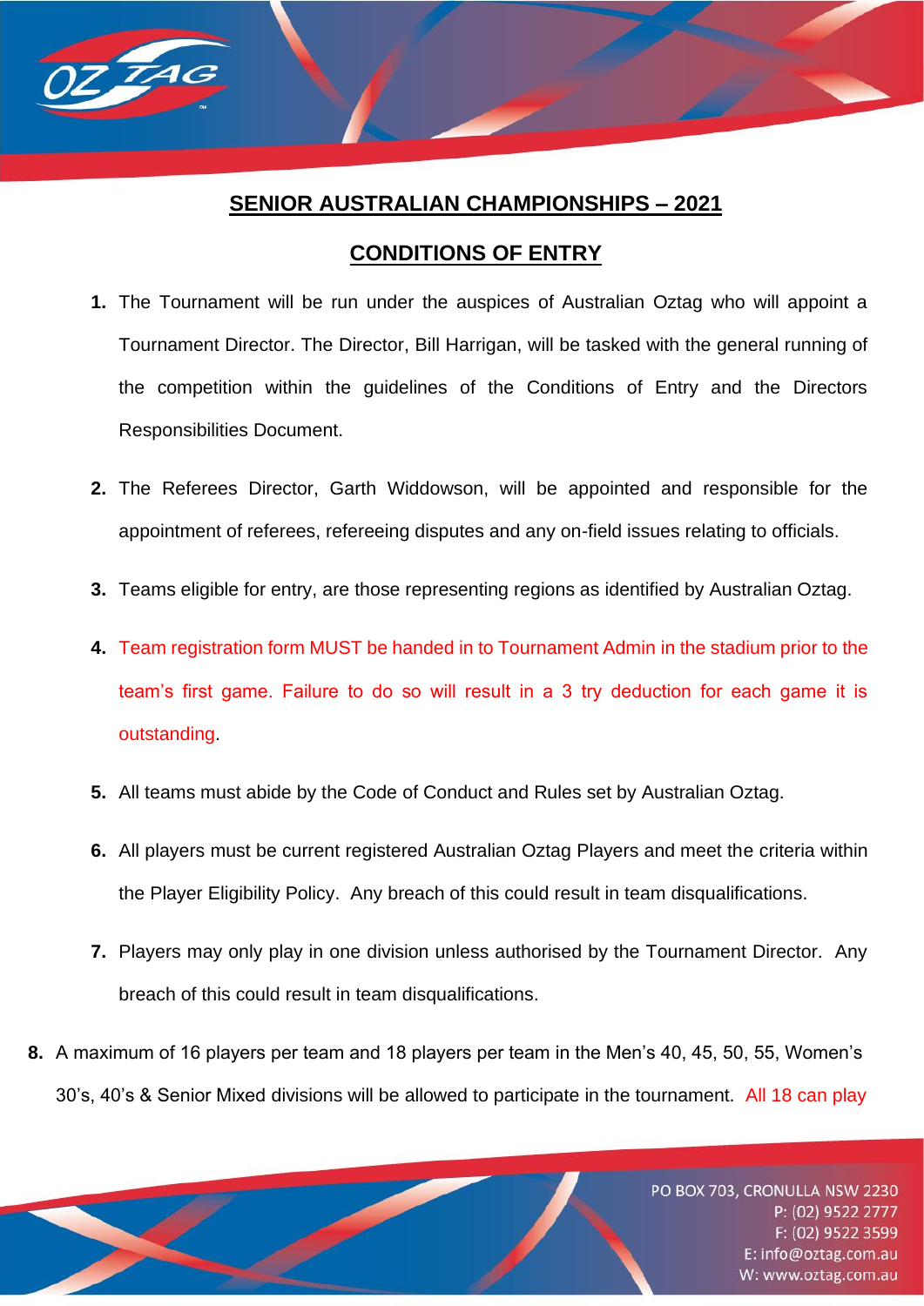## SENIOR AUSTRALIAN CHAMPIONSHIPS – 2021

## CONDITIONS OF ENTRY

1. The Tournament will be run under the auspices of Australian Oztag who will appoint a Tournament Director. The Director, Bill Harrigan, will be tasked with the general running of the competition within the guidelines of the Conditions of Entry and the Directors Responsibilities Document.
2. The Referees Director, Garth Widdowson, will be appointed and responsible for the appointment of referees, refereeing disputes and any on-field issues relating to officials.
3. Teams eligible for entry, are those representing regions as identified by Australian Oztag.
4. Team registration form MUST be handed in to Tournament Admin in the stadium prior to the team's first game. Failure to do so will result in a 3 try deduction for each game it is outstanding.
5. All teams must abide by the Code of Conduct and Rules set by Australian Oztag.
6. All players must be current registered Australian Oztag Players and meet the criteria within the Player Eligibility Policy. Any breach of this could result in team disqualifications.
7. Players may only play in one division unless authorised by the Tournament Director. Any breach of this could result in team disqualifications.
8. A maximum of 16 players per team and 18 players per team in the Men's 40, 45, 50, 55, Women's 30's, 40's & Senior Mixed divisions will be allowed to participate in the tournament. All 18 can play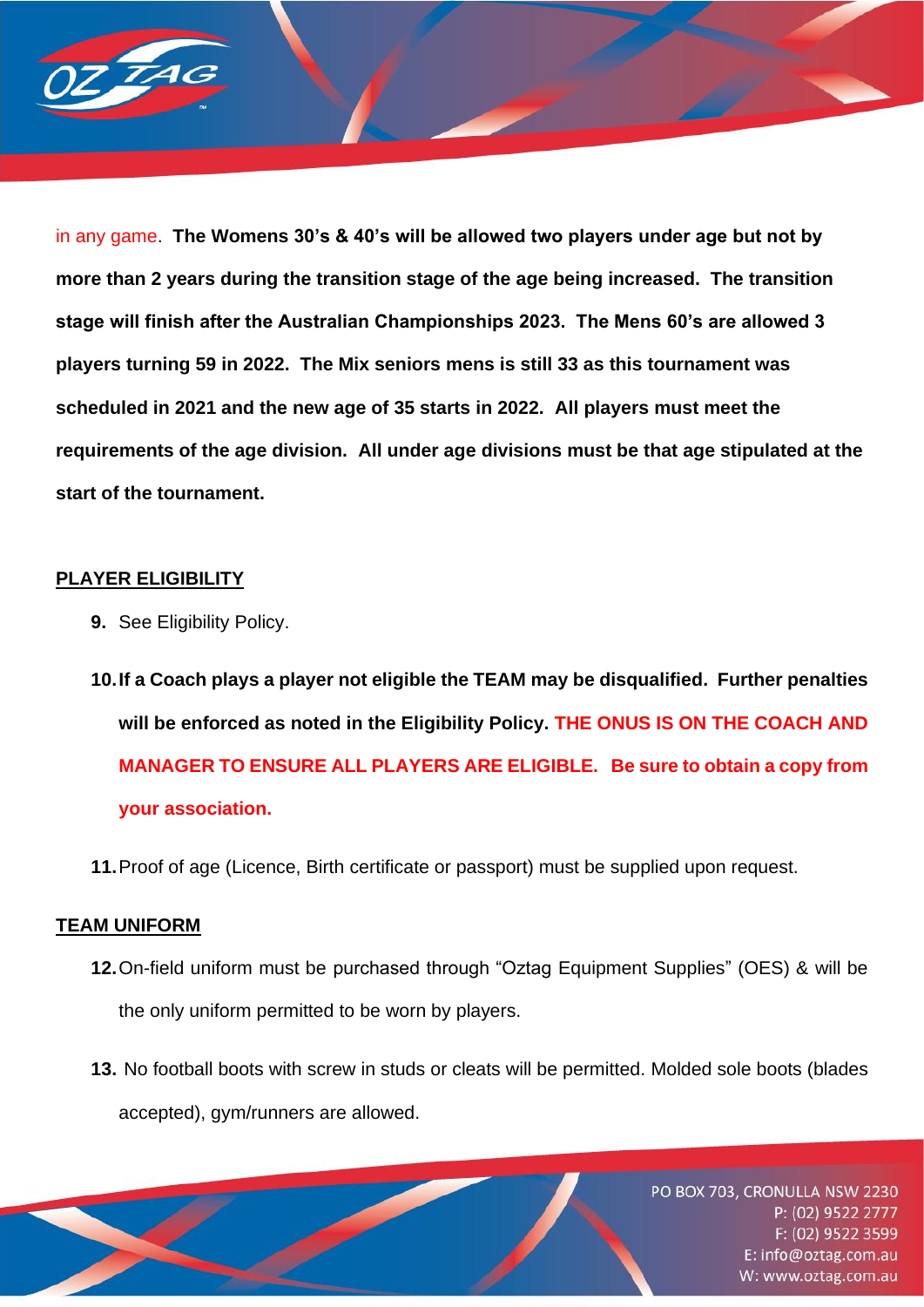in any game. **The Womens 30's & 40's will be allowed two players under age but not by more than 2 years during the transition stage of the age being increased. The transition stage will finish after the Australian Championships 2023. The Mens 60's are allowed 3 players turning 59 in 2022. The Mix seniors mens is still 33 as this tournament was scheduled in 2021 and the new age of 35 starts in 2022. All players must meet the requirements of the age division. All under age divisions must be that age stipulated at the start of the tournament.**

## PLAYER ELIGIBILITY

9. See Eligibility Policy.

10. **If a Coach plays a player not eligible the TEAM may be disqualified. Further penalties will be enforced as noted in the Eligibility Policy. THE ONUS IS ON THE COACH AND MANAGER TO ENSURE ALL PLAYERS ARE ELIGIBLE. Be sure to obtain a copy from your association.**

11. Proof of age (Licence, Birth certificate or passport) must be supplied upon request.

## TEAM UNIFORM

12. On-field uniform must be purchased through "Oztag Equipment Supplies" (OES) & will be the only uniform permitted to be worn by players.

13. No football boots with screw in studs or cleats will be permitted. Molded sole boots (blades accepted), gym/runners are allowed.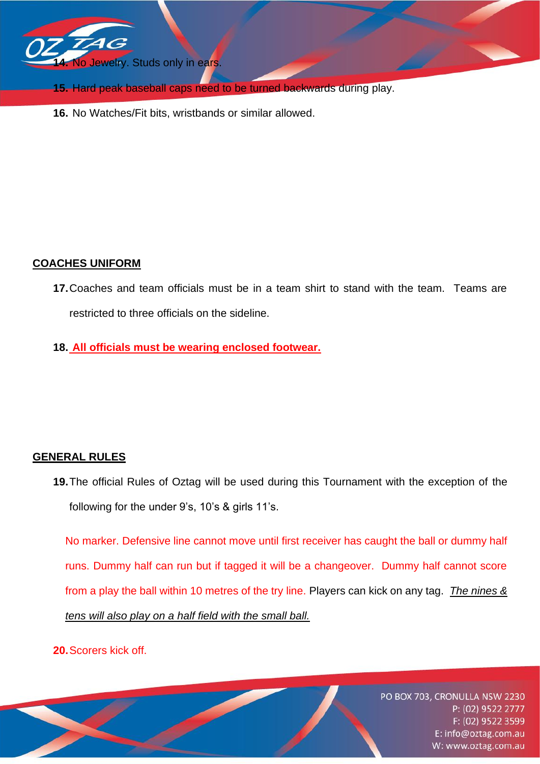**14.** No Jewelry. Studs only in ears.

**15.** Hard peak baseball caps need to be turned backwards during play.

**16.** No Watches/Fit bits, wristbands or similar allowed.

## COACHES UNIFORM

**17.** Coaches and team officials must be in a team shirt to stand with the team. Teams are restricted to three officials on the sideline.

**18.** **All officials must be wearing enclosed footwear.**

## GENERAL RULES

**19.** The official Rules of Oztag will be used during this Tournament with the exception of the following for the under 9's, 10's & girls 11's.

No marker. Defensive line cannot move until first receiver has caught the ball or dummy half runs. Dummy half can run but if tagged it will be a changeover. Dummy half cannot score from a play the ball within 10 metres of the try line. Players can kick on any tag. *The nines & tens will also play on a half field with the small ball.*

**20.** Scorers kick off.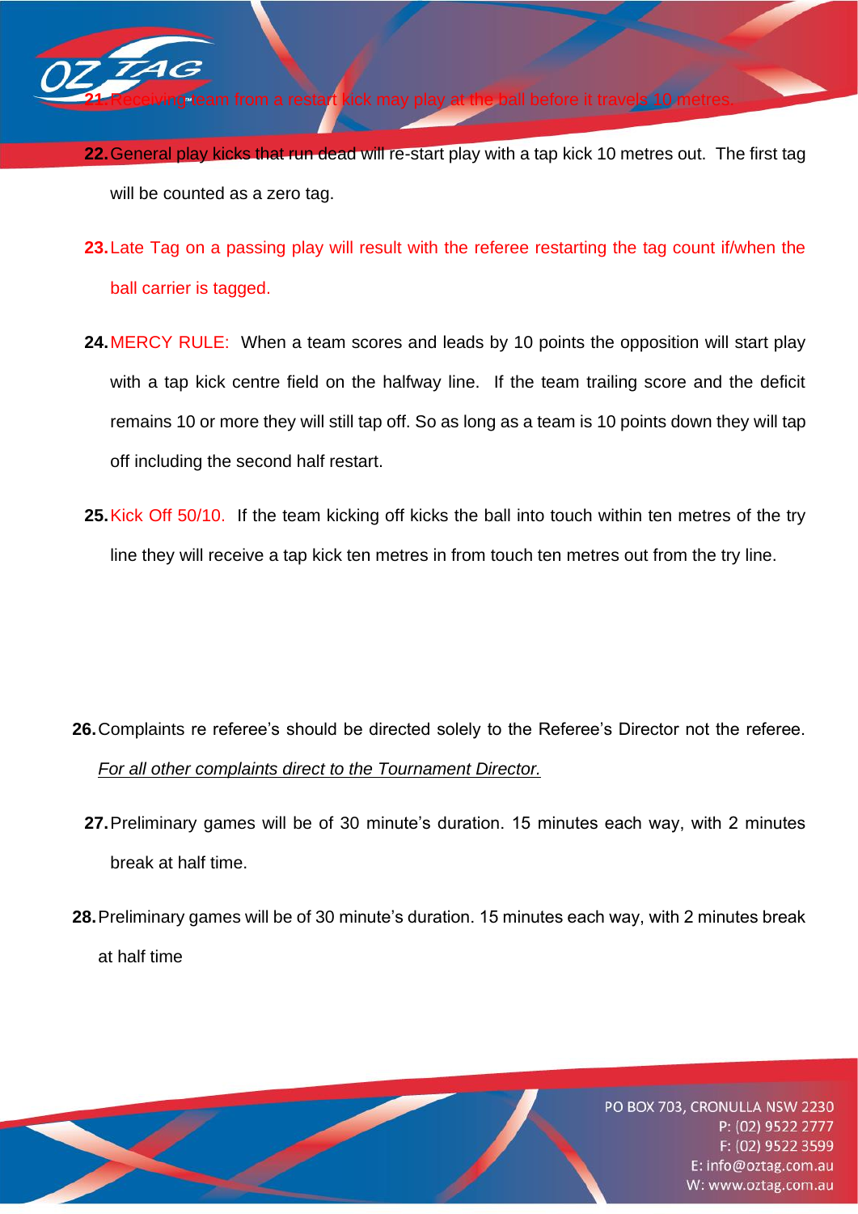21. Receiving team from a restart kick may play at the ball before it travels 10 metres.

22. General play kicks that run dead will re-start play with a tap kick 10 metres out. The first tag will be counted as a zero tag.

23. Late Tag on a passing play will result with the referee restarting the tag count if/when the ball carrier is tagged.

24. MERCY RULE: When a team scores and leads by 10 points the opposition will start play with a tap kick centre field on the halfway line. If the team trailing score and the deficit remains 10 or more they will still tap off. So as long as a team is 10 points down they will tap off including the second half restart.

25. Kick Off 50/10. If the team kicking off kicks the ball into touch within ten metres of the try line they will receive a tap kick ten metres in from touch ten metres out from the try line.

26. Complaints re referee's should be directed solely to the Referee's Director not the referee. *For all other complaints direct to the Tournament Director.*

27. Preliminary games will be of 30 minute's duration. 15 minutes each way, with 2 minutes break at half time.

28. Preliminary games will be of 30 minute's duration. 15 minutes each way, with 2 minutes break at half time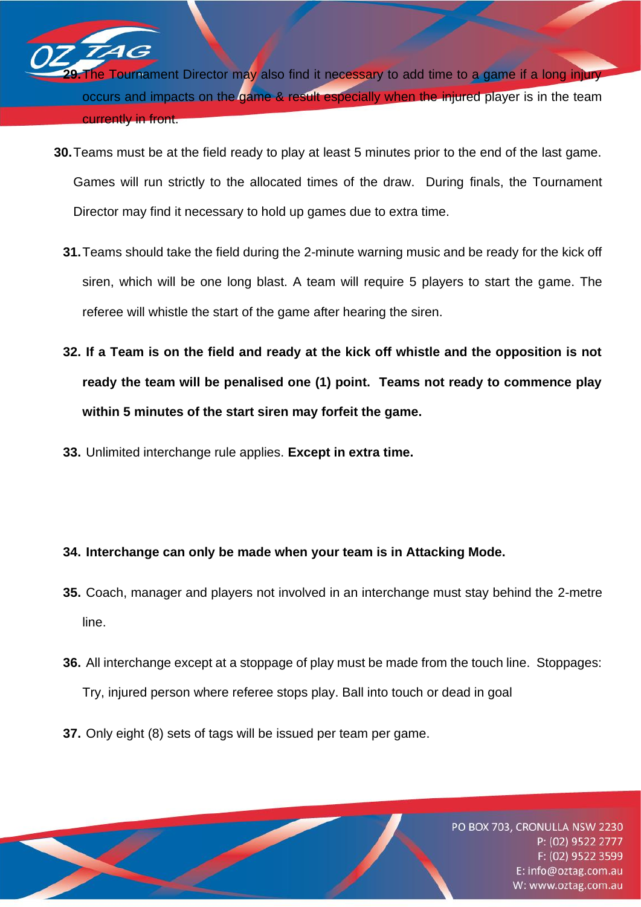29. The Tournament Director may also find it necessary to add time to a game if a long injury occurs and impacts on the game & result especially when the injured player is in the team currently in front.

30. Teams must be at the field ready to play at least 5 minutes prior to the end of the last game. Games will run strictly to the allocated times of the draw. During finals, the Tournament Director may find it necessary to hold up games due to extra time.

31. Teams should take the field during the 2-minute warning music and be ready for the kick off siren, which will be one long blast. A team will require 5 players to start the game. The referee will whistle the start of the game after hearing the siren.

32. **If a Team is on the field and ready at the kick off whistle and the opposition is not ready the team will be penalised one (1) point. Teams not ready to commence play within 5 minutes of the start siren may forfeit the game.**

33. Unlimited interchange rule applies. **Except in extra time.**

34. **Interchange can only be made when your team is in Attacking Mode.**

35. Coach, manager and players not involved in an interchange must stay behind the 2-metre line.

36. All interchange except at a stoppage of play must be made from the touch line. Stoppages: Try, injured person where referee stops play. Ball into touch or dead in goal

37. Only eight (8) sets of tags will be issued per team per game.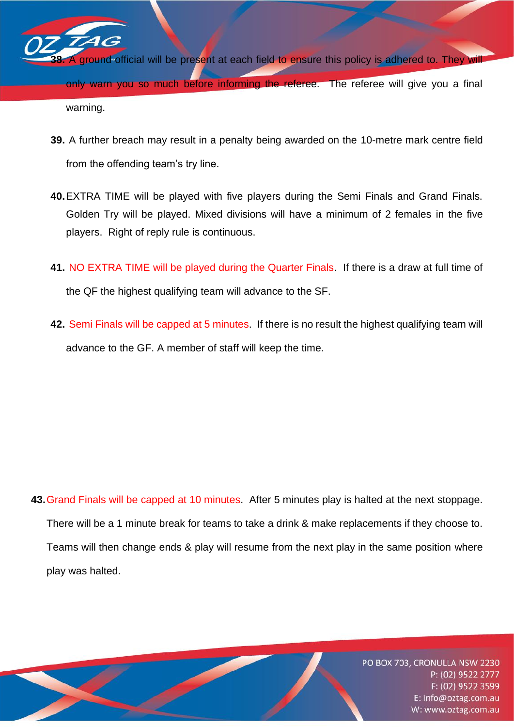38. A ground official will be present at each field to ensure this policy is adhered to. They will only warn you so much before informing the referee. The referee will give you a final warning.

39. A further breach may result in a penalty being awarded on the 10-metre mark centre field from the offending team's try line.

40. EXTRA TIME will be played with five players during the Semi Finals and Grand Finals. Golden Try will be played. Mixed divisions will have a minimum of 2 females in the five players. Right of reply rule is continuous.

41. NO EXTRA TIME will be played during the Quarter Finals. If there is a draw at full time of the QF the highest qualifying team will advance to the SF.

42. Semi Finals will be capped at 5 minutes. If there is no result the highest qualifying team will advance to the GF. A member of staff will keep the time.

43. Grand Finals will be capped at 10 minutes. After 5 minutes play is halted at the next stoppage. There will be a 1 minute break for teams to take a drink & make replacements if they choose to. Teams will then change ends & play will resume from the next play in the same position where play was halted.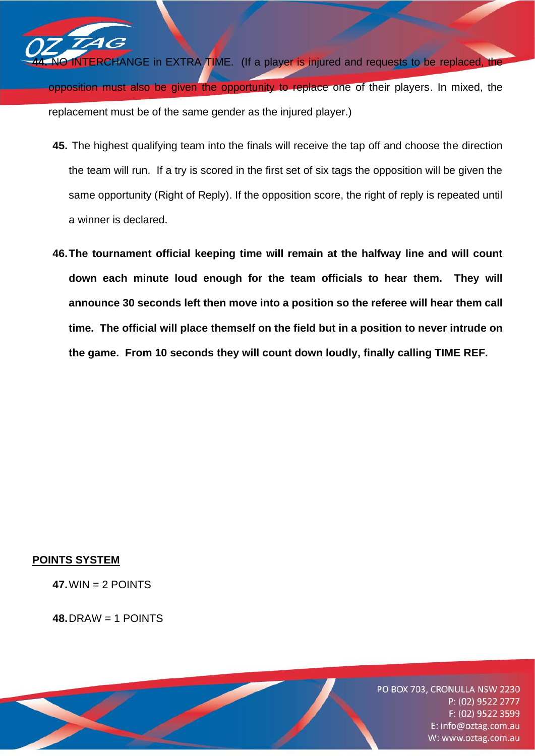**44.** NO INTERCHANGE in EXTRA TIME. (If a player is injured and requests to be replaced, the opposition must also be given the opportunity to replace one of their players. In mixed, the replacement must be of the same gender as the injured player.)

**45.** The highest qualifying team into the finals will receive the tap off and choose the direction the team will run. If a try is scored in the first set of six tags the opposition will be given the same opportunity (Right of Reply). If the opposition score, the right of reply is repeated until a winner is declared.

**46. The tournament official keeping time will remain at the halfway line and will count down each minute loud enough for the team officials to hear them. They will announce 30 seconds left then move into a position so the referee will hear them call time. The official will place themself on the field but in a position to never intrude on the game. From 10 seconds they will count down loudly, finally calling TIME REF.**

## POINTS SYSTEM

**47.** WIN = 2 POINTS

**48.** DRAW = 1 POINTS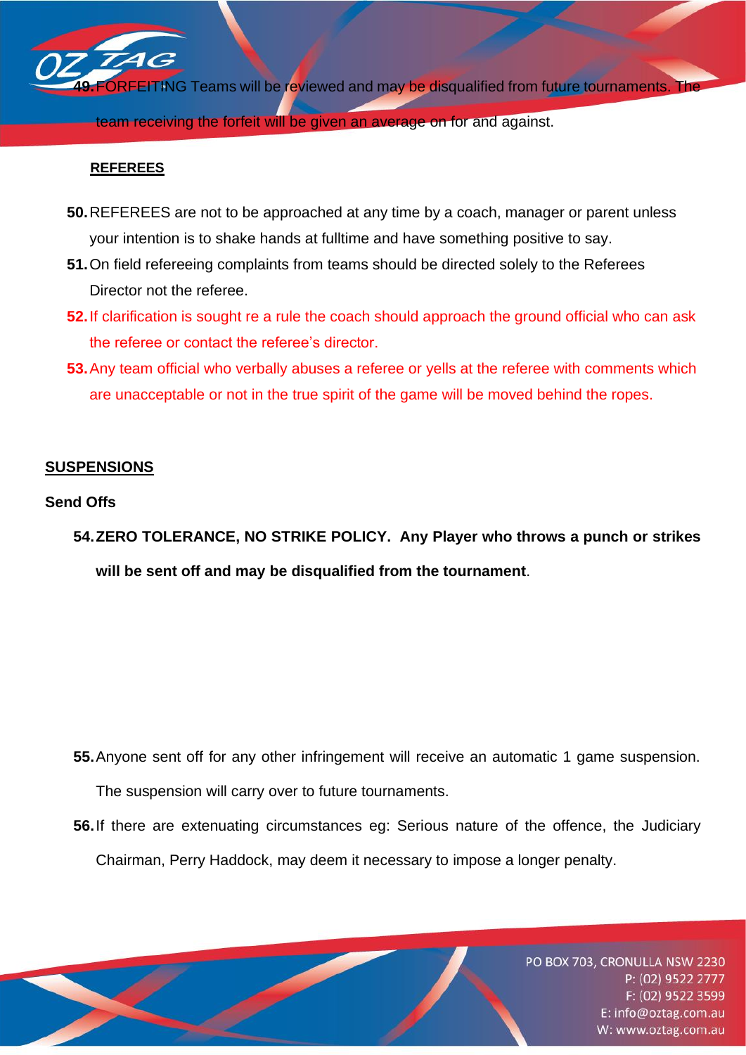49. FORFEITING Teams will be reviewed and may be disqualified from future tournaments. The team receiving the forfeit will be given an average on for and against.

**REFEREES**

50. REFEREES are not to be approached at any time by a coach, manager or parent unless your intention is to shake hands at fulltime and have something positive to say.
51. On field refereeing complaints from teams should be directed solely to the Referees Director not the referee.
52. If clarification is sought re a rule the coach should approach the ground official who can ask the referee or contact the referee's director.
53. Any team official who verbally abuses a referee or yells at the referee with comments which are unacceptable or not in the true spirit of the game will be moved behind the ropes.

## SUSPENSIONS

**Send Offs**

54. **ZERO TOLERANCE, NO STRIKE POLICY. Any Player who throws a punch or strikes will be sent off and may be disqualified from the tournament**.
55. Anyone sent off for any other infringement will receive an automatic 1 game suspension. The suspension will carry over to future tournaments.
56. If there are extenuating circumstances eg: Serious nature of the offence, the Judiciary Chairman, Perry Haddock, may deem it necessary to impose a longer penalty.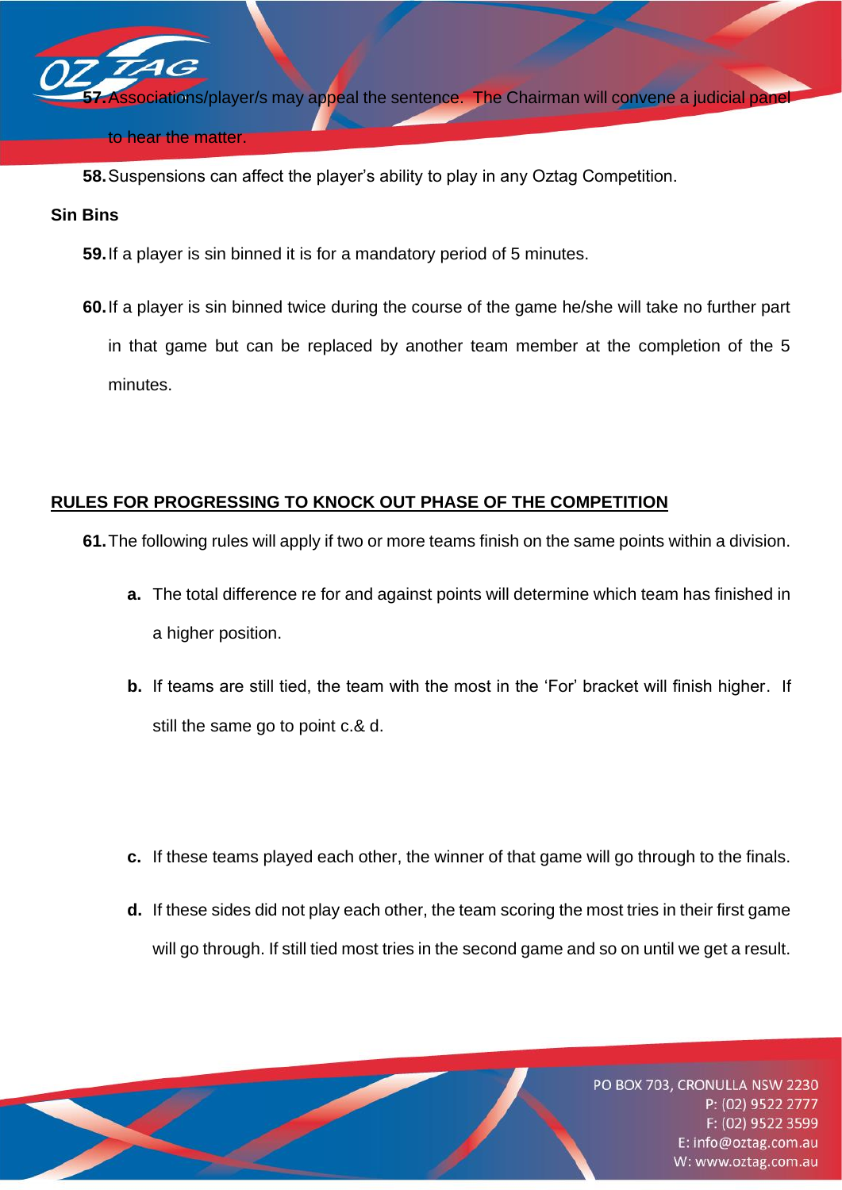57. Associations/player/s may appeal the sentence. The Chairman will convene a judicial panel to hear the matter.

58. Suspensions can affect the player's ability to play in any Oztag Competition.

**Sin Bins**

59. If a player is sin binned it is for a mandatory period of 5 minutes.

60. If a player is sin binned twice during the course of the game he/she will take no further part in that game but can be replaced by another team member at the completion of the 5 minutes.

## RULES FOR PROGRESSING TO KNOCK OUT PHASE OF THE COMPETITION

61. The following rules will apply if two or more teams finish on the same points within a division.

   **a.** The total difference re for and against points will determine which team has finished in a higher position.

   **b.** If teams are still tied, the team with the most in the 'For' bracket will finish higher. If still the same go to point c.& d.

   **c.** If these teams played each other, the winner of that game will go through to the finals.

   **d.** If these sides did not play each other, the team scoring the most tries in their first game will go through. If still tied most tries in the second game and so on until we get a result.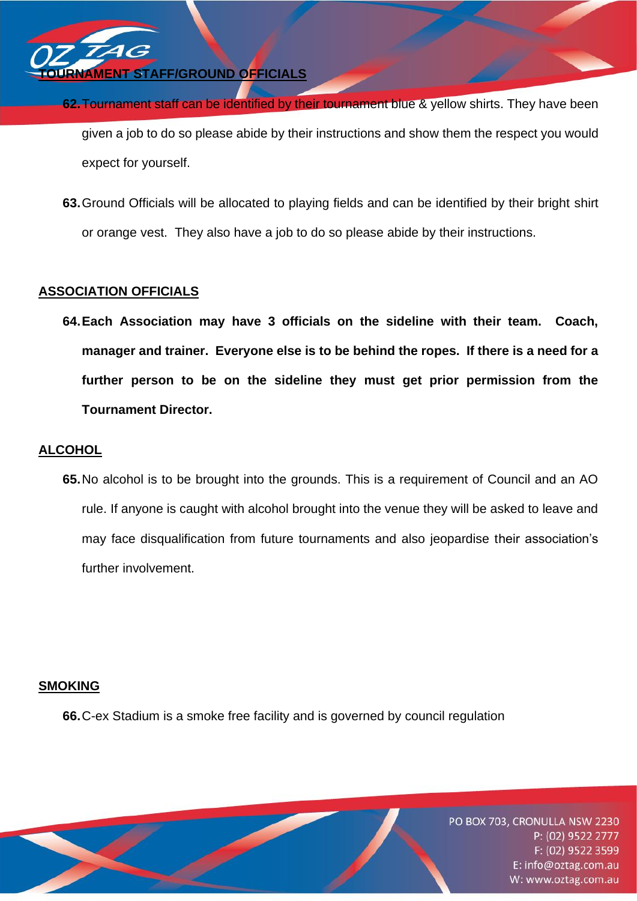**TOURNAMENT STAFF/GROUND OFFICIALS**

62. Tournament staff can be identified by their tournament blue & yellow shirts. They have been given a job to do so please abide by their instructions and show them the respect you would expect for yourself.

63. Ground Officials will be allocated to playing fields and can be identified by their bright shirt or orange vest. They also have a job to do so please abide by their instructions.

**ASSOCIATION OFFICIALS**

64. **Each Association may have 3 officials on the sideline with their team. Coach, manager and trainer. Everyone else is to be behind the ropes. If there is a need for a further person to be on the sideline they must get prior permission from the Tournament Director.**

**ALCOHOL**

65. No alcohol is to be brought into the grounds. This is a requirement of Council and an AO rule. If anyone is caught with alcohol brought into the venue they will be asked to leave and may face disqualification from future tournaments and also jeopardise their association's further involvement.

**SMOKING**

66. C-ex Stadium is a smoke free facility and is governed by council regulation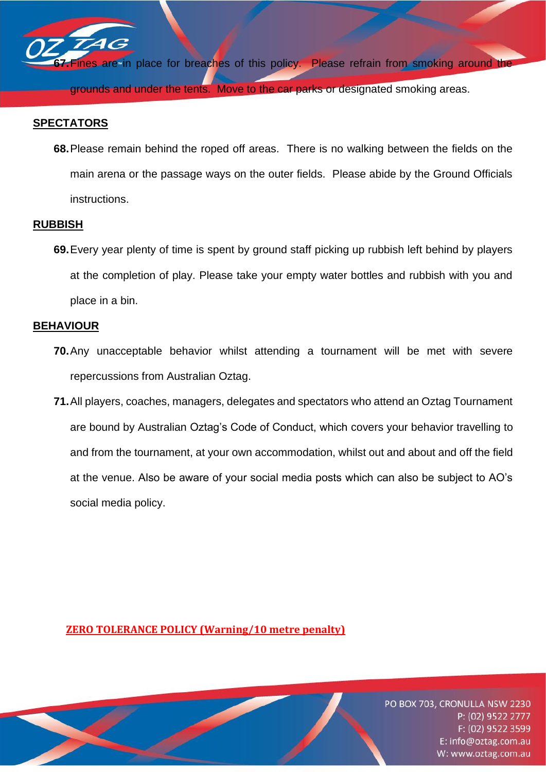67. Fines are in place for breaches of this policy. Please refrain from smoking around the grounds and under the tents. Move to the car parks or designated smoking areas.

## SPECTATORS

68. Please remain behind the roped off areas. There is no walking between the fields on the main arena or the passage ways on the outer fields. Please abide by the Ground Officials instructions.

## RUBBISH

69. Every year plenty of time is spent by ground staff picking up rubbish left behind by players at the completion of play. Please take your empty water bottles and rubbish with you and place in a bin.

## BEHAVIOUR

70. Any unacceptable behavior whilst attending a tournament will be met with severe repercussions from Australian Oztag.

71. All players, coaches, managers, delegates and spectators who attend an Oztag Tournament are bound by Australian Oztag's Code of Conduct, which covers your behavior travelling to and from the tournament, at your own accommodation, whilst out and about and off the field at the venue. Also be aware of your social media posts which can also be subject to AO's social media policy.

## ZERO TOLERANCE POLICY (Warning/10 metre penalty)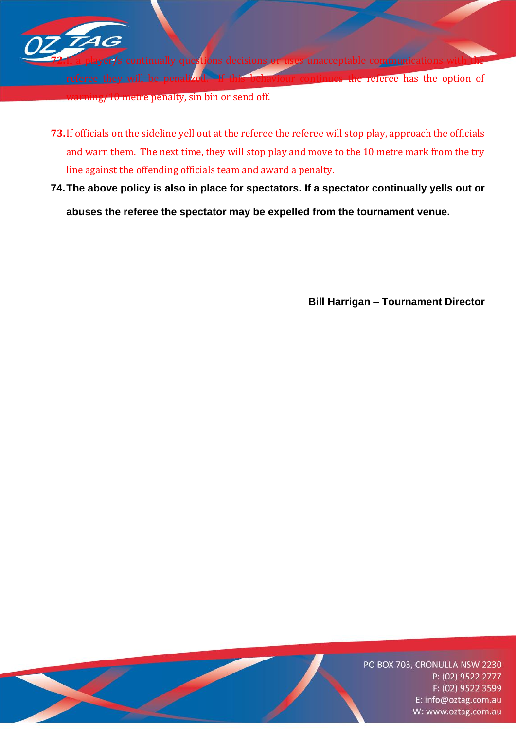72. If a player/s continually questions decisions or uses unacceptable communications with the referee they will be penalized. If this behaviour continues the referee has the option of warning/10 metre penalty, sin bin or send off.

73. If officials on the sideline yell out at the referee the referee will stop play, approach the officials and warn them. The next time, they will stop play and move to the 10 metre mark from the try line against the offending officials team and award a penalty.

74. **The above policy is also in place for spectators. If a spectator continually yells out or abuses the referee the spectator may be expelled from the tournament venue.**

**Bill Harrigan – Tournament Director**

PO BOX 703, CRONULLA NSW 2230
P: (02) 9522 2777
F: (02) 9522 3599
E: info@oztag.com.au
W: www.oztag.com.au